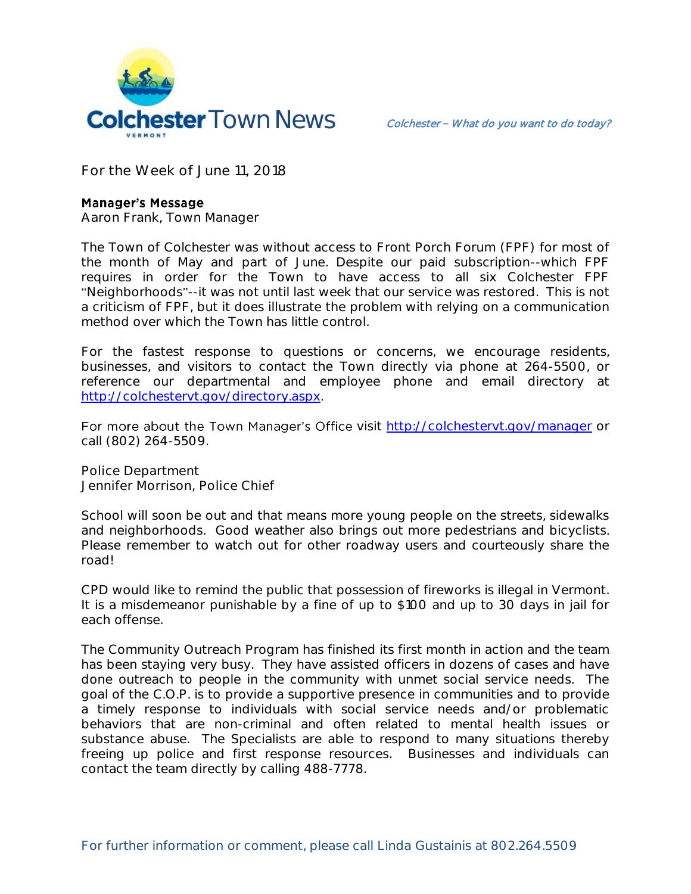# Colchester Town News

*Colchester – What do you want to do today?*

For the Week of June 11, 2018

## Manager's Message

Aaron Frank, Town Manager

The Town of Colchester was without access to Front Porch Forum (FPF) for most of the month of May and part of June. Despite our paid subscription--which FPF requires in order for the Town to have access to all six Colchester FPF "Neighborhoods"--it was not until last week that our service was restored. This is not a criticism of FPF, but it does illustrate the problem with relying on a communication method over which the Town has little control.

For the fastest response to questions or concerns, we encourage residents, businesses, and visitors to contact the Town directly via phone at 264-5500, or reference our departmental and employee phone and email directory at http://colchestervt.gov/directory.aspx.

For more about the Town Manager's Office visit http://colchestervt.gov/manager or call (802) 264-5509.

## Police Department

Jennifer Morrison, Police Chief

School will soon be out and that means more young people on the streets, sidewalks and neighborhoods. Good weather also brings out more pedestrians and bicyclists. Please remember to watch out for other roadway users and courteously share the road!

CPD would like to remind the public that possession of fireworks is illegal in Vermont. It is a misdemeanor punishable by a fine of up to $100 and up to 30 days in jail for each offense.

The Community Outreach Program has finished its first month in action and the team has been staying very busy. They have assisted officers in dozens of cases and have done outreach to people in the community with unmet social service needs. The goal of the C.O.P. is to provide a supportive presence in communities and to provide a timely response to individuals with social service needs and/or problematic behaviors that are non-criminal and often related to mental health issues or substance abuse. The Specialists are able to respond to many situations thereby freeing up police and first response resources. Businesses and individuals can contact the team directly by calling 488-7778.

For further information or comment, please call Linda Gustainis at 802.264.5509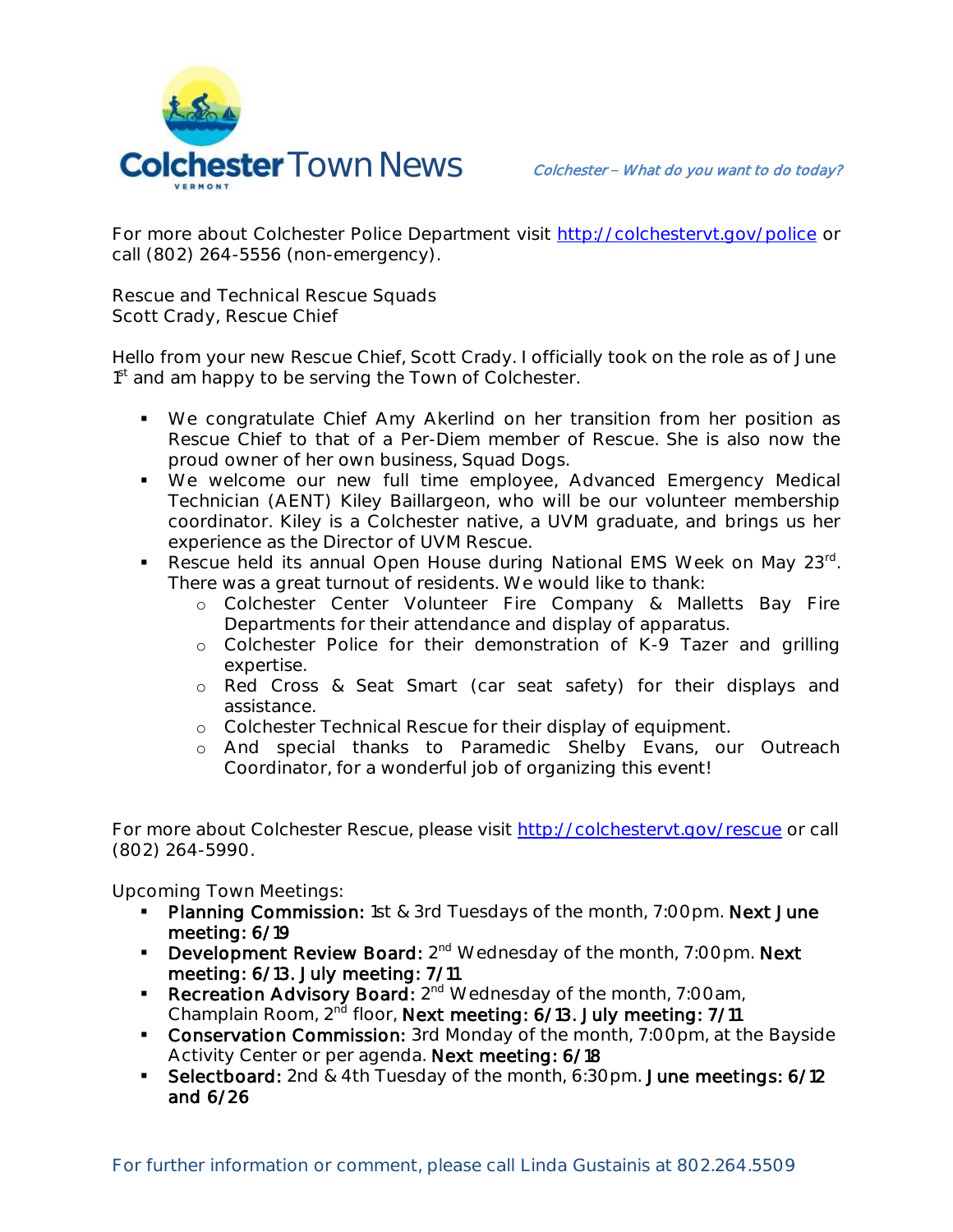For more about Colchester Police Department visit http://colchestervt.gov/police or call (802) 264-5556 (non-emergency).

Rescue and Technical Rescue Squads
Scott Crady, Rescue Chief

Hello from your new Rescue Chief, Scott Crady. I officially took on the role as of June 1st and am happy to be serving the Town of Colchester.

- We congratulate Chief Amy Akerlind on her transition from her position as Rescue Chief to that of a Per-Diem member of Rescue. She is also now the proud owner of her own business, Squad Dogs.
- We welcome our new full time employee, Advanced Emergency Medical Technician (AENT) Kiley Baillargeon, who will be our volunteer membership coordinator. Kiley is a Colchester native, a UVM graduate, and brings us her experience as the Director of UVM Rescue.
- Rescue held its annual Open House during National EMS Week on May 23rd. There was a great turnout of residents. We would like to thank:
  - Colchester Center Volunteer Fire Company & Malletts Bay Fire Departments for their attendance and display of apparatus.
  - Colchester Police for their demonstration of K-9 Tazer and grilling expertise.
  - Red Cross & Seat Smart (car seat safety) for their displays and assistance.
  - Colchester Technical Rescue for their display of equipment.
  - And special thanks to Paramedic Shelby Evans, our Outreach Coordinator, for a wonderful job of organizing this event!

For more about Colchester Rescue, please visit http://colchestervt.gov/rescue or call (802) 264-5990.

Upcoming Town Meetings:

- **Planning Commission:** 1st & 3rd Tuesdays of the month, 7:00pm. **Next June meeting: 6/19**
- **Development Review Board:** 2nd Wednesday of the month, 7:00pm. **Next meeting: 6/13. July meeting: 7/11**
- **Recreation Advisory Board:** 2nd Wednesday of the month, 7:00am, Champlain Room, 2nd floor, **Next meeting: 6/13. July meeting: 7/11**
- **Conservation Commission:** 3rd Monday of the month, 7:00pm, at the Bayside Activity Center or per agenda. **Next meeting: 6/18**
- **Selectboard:** 2nd & 4th Tuesday of the month, 6:30pm. **June meetings: 6/12 and 6/26**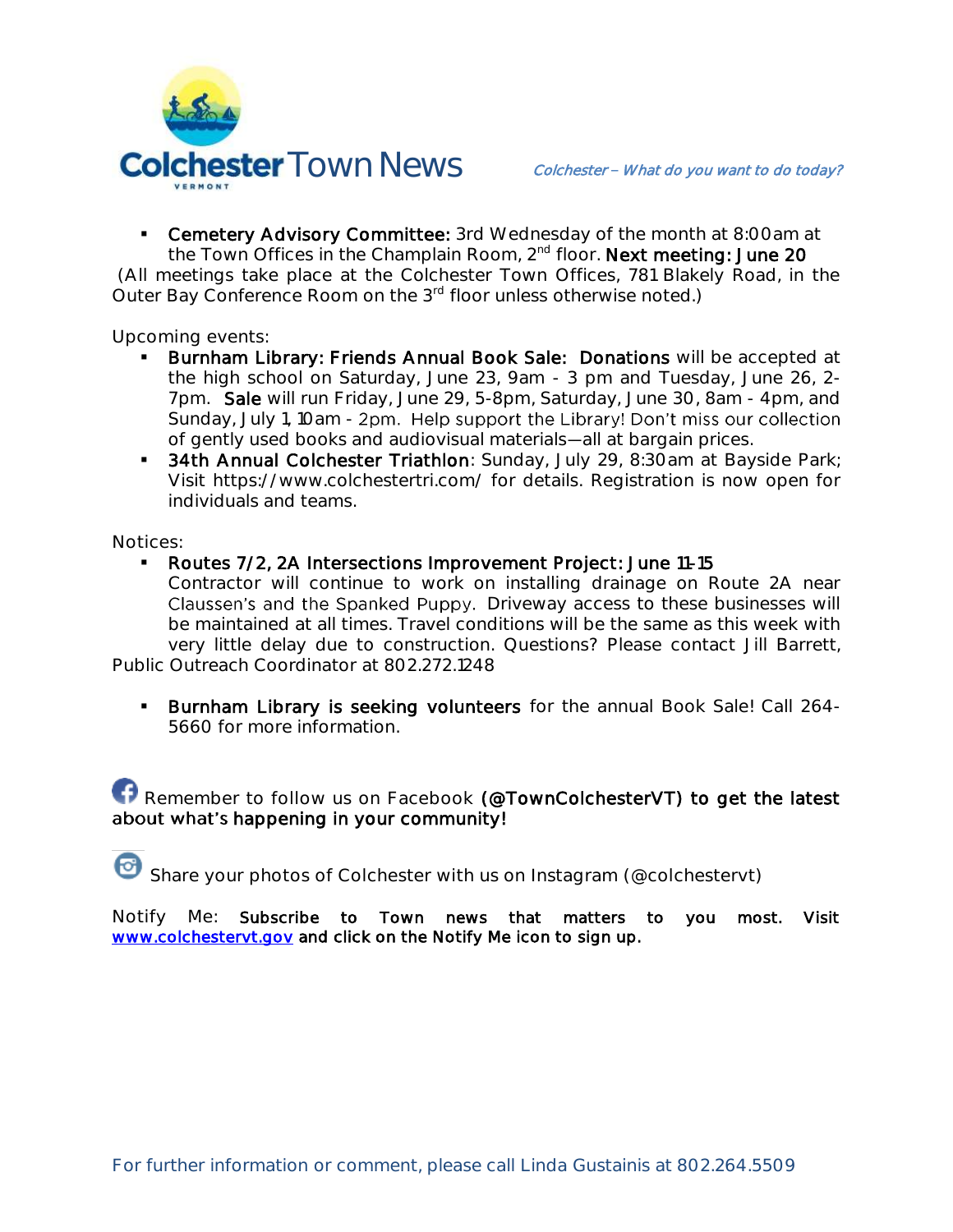- **Cemetery Advisory Committee:** 3rd Wednesday of the month at 8:00am at the Town Offices in the Champlain Room, 2nd floor. **Next meeting: June 20**

(All meetings take place at the Colchester Town Offices, 781 Blakely Road, in the Outer Bay Conference Room on the 3rd floor unless otherwise noted.)

Upcoming events:

- **Burnham Library: Friends Annual Book Sale: Donations** will be accepted at the high school on Saturday, June 23, 9am - 3 pm and Tuesday, June 26, 2-7pm. **Sale** will run Friday, June 29, 5-8pm, Saturday, June 30, 8am - 4pm, and Sunday, July 1, 10am - 2pm. Help support the Library! Don't miss our collection of gently used books and audiovisual materials—all at bargain prices.
- **34th Annual Colchester Triathlon**: Sunday, July 29, 8:30am at Bayside Park; Visit https://www.colchestertri.com/ for details. Registration is now open for individuals and teams.

Notices:

- **Routes 7/2, 2A Intersections Improvement Project: June 11-15**
  Contractor will continue to work on installing drainage on Route 2A near Claussen's and the Spanked Puppy. Driveway access to these businesses will be maintained at all times. Travel conditions will be the same as this week with very little delay due to construction. Questions? Please contact Jill Barrett, Public Outreach Coordinator at 802.272.1248

- **Burnham Library is seeking volunteers** for the annual Book Sale! Call 264-5660 for more information.

Remember to follow us on Facebook **(@TownColchesterVT) to get the latest about what's happening in your community!**

Share your photos of Colchester with us on Instagram (@colchestervt)

Notify Me: **Subscribe to Town news that matters to you most. Visit [www.colchestervt.gov](http://www.colchestervt.gov) and click on the Notify Me icon to sign up.**

For further information or comment, please call Linda Gustainis at 802.264.5509